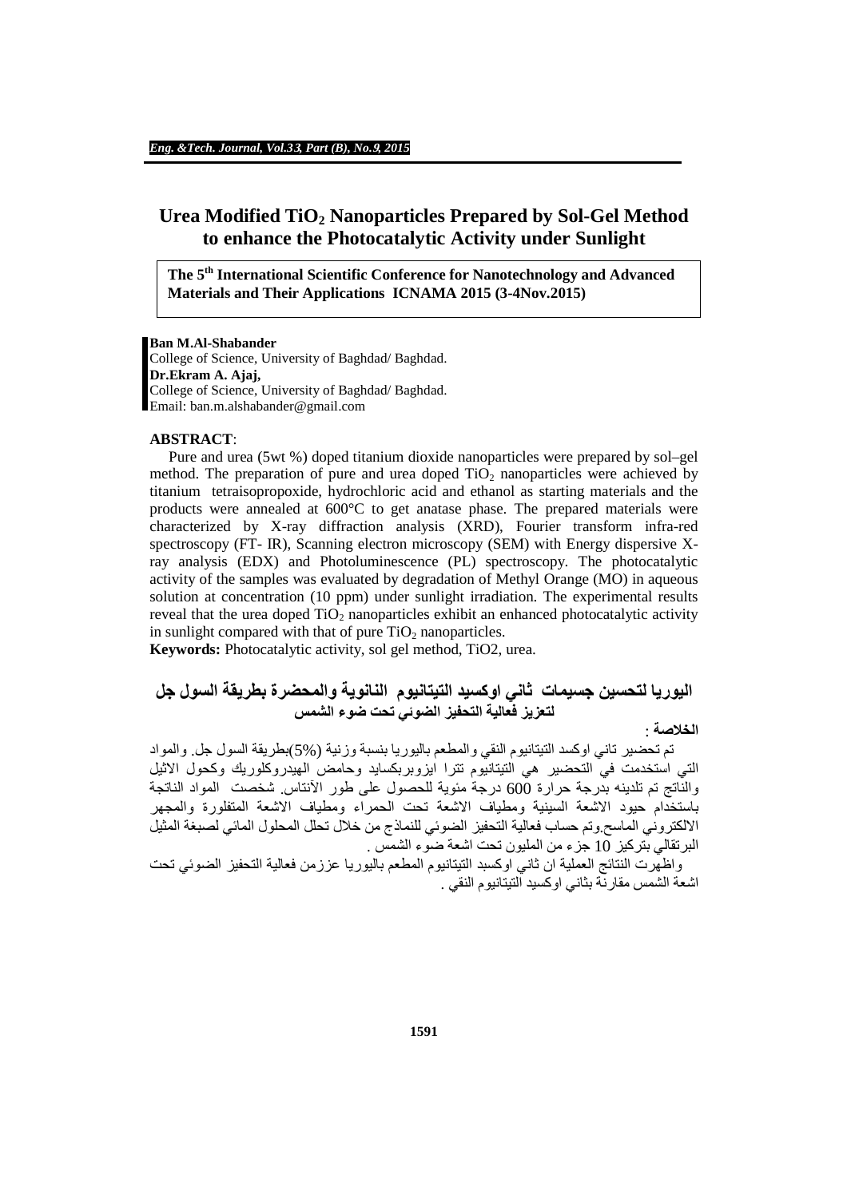# Urea Modified $TiO_2$ Nanoparticles Prepared by Sol-Gel Method to enhance the Photocatalytic Activity under Sunlight

**The 5th International Scientific Conference for Nanotechnology and Advanced Materials and Their Applications ICNAMA 2015 (3-4Nov.2015)**

**Ban M.Al-Shabander**
College of Science, University of Baghdad/ Baghdad.
**Dr.Ekram A. Ajaj,**
College of Science, University of Baghdad/ Baghdad.
Email: ban.m.alshabander@gmail.com

**ABSTRACT**:

Pure and urea (5wt %) doped titanium dioxide nanoparticles were prepared by sol–gel method. The preparation of pure and urea doped $TiO_2$ nanoparticles were achieved by titanium tetraisopropoxide, hydrochloric acid and ethanol as starting materials and the products were annealed at 600°C to get anatase phase. The prepared materials were characterized by X-ray diffraction analysis (XRD), Fourier transform infra-red spectroscopy (FT- IR), Scanning electron microscopy (SEM) with Energy dispersive X-ray analysis (EDX) and Photoluminescence (PL) spectroscopy. The photocatalytic activity of the samples was evaluated by degradation of Methyl Orange (MO) in aqueous solution at concentration (10 ppm) under sunlight irradiation. The experimental results reveal that the urea doped $TiO_2$ nanoparticles exhibit an enhanced photocatalytic activity in sunlight compared with that of pure $TiO_2$ nanoparticles.

**Keywords:** Photocatalytic activity, sol gel method, TiO2, urea.

## اليوريا لتحسين جسيمات ثاني اوكسيد التيتانيوم النانوية والمحضرة بطريقة السول جل لتعزيز فعالية التحفيز الضوئي تحت ضوء الشمس

**الخلاصة** :

تم تحضير ثاني اوكسد التيتانيوم النقي والمطعم باليوريا بنسبة وزنية (5%)بطريقة السول جل. والمواد التي استخدمت في التحضير هي التيتانيوم تترا ايزوبربكسايد وحامض الهيدروكلوريك وكحول الاثيل والناتج تم تلدينه بدرجة حرارة 600 درجة مئوية للحصول على طور الأنتاس. شخصت المواد الناتجة باستخدام حيود الاشعة السينية ومطياف الاشعة تحت الحمراء ومطياف الاشعة المتفلورة والمجهر الالكتروني الماسح.وتم حساب فعالية التحفيز الضوئي للنماذج من خلال تحلل المحلول المائي لصبغة المثيل البرتقالي بتركيز 10 جزء من المليون تحت اشعة ضوء الشمس .

واظهرت النتائج العملية ان ثاني اوكسيد التيتانيوم المطعم باليوريا عززمن فعالية التحفيز الضوئي تحت اشعة الشمس مقارنة بثاني اوكسيد التيتانيوم النقي .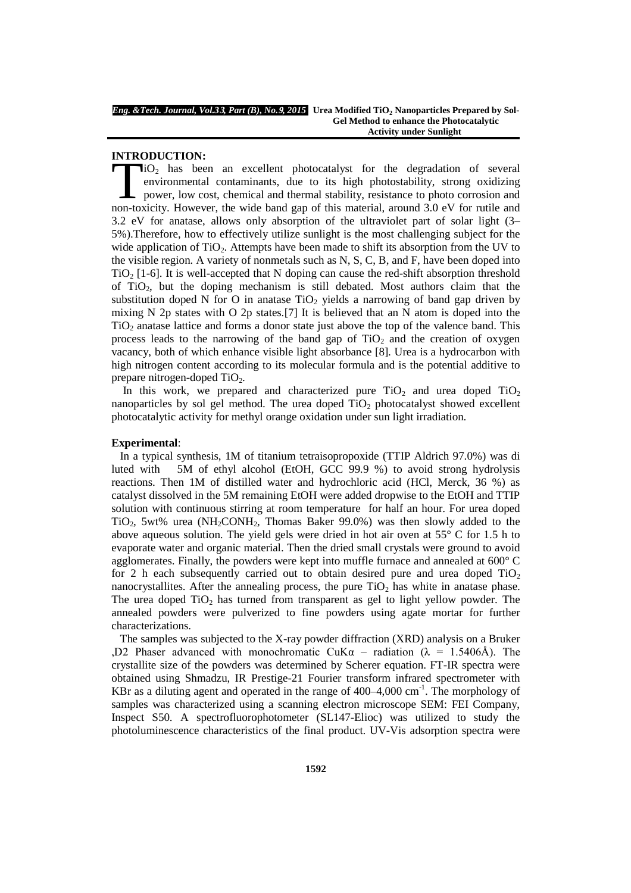## INTRODUCTION:

$TiO_2$ has been an excellent photocatalyst for the degradation of several environmental contaminants, due to its high photostability, strong oxidizing power, low cost, chemical and thermal stability, resistance to photo corrosion and non-toxicity. However, the wide band gap of this material, around 3.0 eV for rutile and 3.2 eV for anatase, allows only absorption of the ultraviolet part of solar light (3–5%).Therefore, how to effectively utilize sunlight is the most challenging subject for the wide application of $TiO_2$. Attempts have been made to shift its absorption from the UV to the visible region. A variety of nonmetals such as N, S, C, B, and F, have been doped into $TiO_2$ [1-6]. It is well-accepted that N doping can cause the red-shift absorption threshold of $TiO_2$, but the doping mechanism is still debated. Most authors claim that the substitution doped N for O in anatase $TiO_2$ yields a narrowing of band gap driven by mixing N 2p states with O 2p states.[7] It is believed that an N atom is doped into the $TiO_2$ anatase lattice and forms a donor state just above the top of the valence band. This process leads to the narrowing of the band gap of $TiO_2$ and the creation of oxygen vacancy, both of which enhance visible light absorbance [8]. Urea is a hydrocarbon with high nitrogen content according to its molecular formula and is the potential additive to prepare nitrogen-doped $TiO_2$.

In this work, we prepared and characterized pure $TiO_2$ and urea doped $TiO_2$ nanoparticles by sol gel method. The urea doped $TiO_2$ photocatalyst showed excellent photocatalytic activity for methyl orange oxidation under sun light irradiation.

## Experimental:

In a typical synthesis, 1M of titanium tetraisopropoxide (TTIP Aldrich 97.0%) was di luted with 5M of ethyl alcohol (EtOH, GCC 99.9 %) to avoid strong hydrolysis reactions. Then 1M of distilled water and hydrochloric acid (HCl, Merck, 36 %) as catalyst dissolved in the 5M remaining EtOH were added dropwise to the EtOH and TTIP solution with continuous stirring at room temperature for half an hour. For urea doped $TiO_2$, 5wt% urea ($NH_2CONH_2$, Thomas Baker 99.0%) was then slowly added to the above aqueous solution. The yield gels were dried in hot air oven at 55° C for 1.5 h to evaporate water and organic material. Then the dried small crystals were ground to avoid agglomerates. Finally, the powders were kept into muffle furnace and annealed at 600° C for 2 h each subsequently carried out to obtain desired pure and urea doped $TiO_2$ nanocrystallites. After the annealing process, the pure $TiO_2$ has white in anatase phase. The urea doped $TiO_2$ has turned from transparent as gel to light yellow powder. The annealed powders were pulverized to fine powders using agate mortar for further characterizations.

The samples was subjected to the X-ray powder diffraction (XRD) analysis on a Bruker ,D2 Phaser advanced with monochromatic CuKα – radiation (λ = 1.5406Å). The crystallite size of the powders was determined by Scherer equation. FT-IR spectra were obtained using Shmadzu, IR Prestige-21 Fourier transform infrared spectrometer with KBr as a diluting agent and operated in the range of 400–4,000 $cm^{-1}$. The morphology of samples was characterized using a scanning electron microscope SEM: FEI Company, Inspect S50. A spectrofluorophotometer (SL147-Elioc) was utilized to study the photoluminescence characteristics of the final product. UV-Vis adsorption spectra were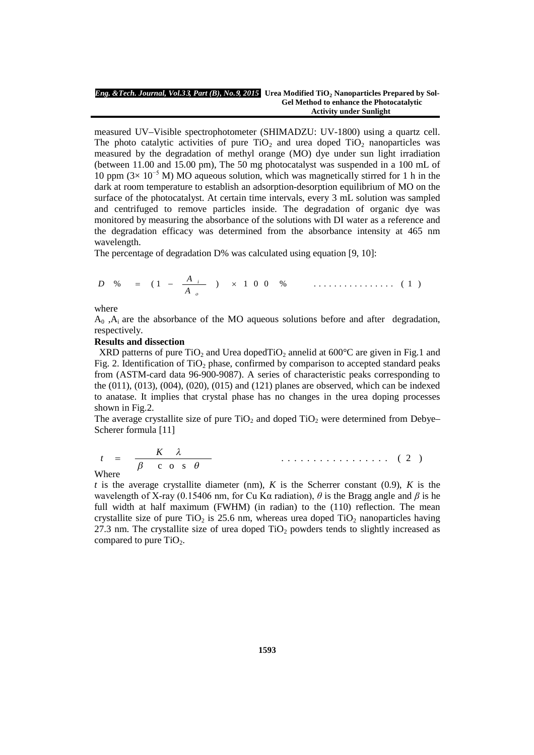measured UV–Visible spectrophotometer (SHIMADZU: UV-1800) using a quartz cell. The photo catalytic activities of pure $TiO_2$ and urea doped $TiO_2$ nanoparticles was measured by the degradation of methyl orange (MO) dye under sun light irradiation (between 11.00 and 15.00 pm), The 50 mg photocatalyst was suspended in a 100 mL of 10 ppm ($3\times 10^{-5}$ M) MO aqueous solution, which was magnetically stirred for 1 h in the dark at room temperature to establish an adsorption-desorption equilibrium of MO on the surface of the photocatalyst. At certain time intervals, every 3 mL solution was sampled and centrifuged to remove particles inside. The degradation of organic dye was monitored by measuring the absorbance of the solutions with DI water as a reference and the degradation efficacy was determined from the absorbance intensity at 465 nm wavelength.

The percentage of degradation D% was calculated using equation [9, 10]:

$$D\% = \left(1 - \frac{A_i}{A_o}\right) \times 100\% \qquad \text{................ (1)}$$

where

$A_0$ ,$A_i$ are the absorbance of the MO aqueous solutions before and after degradation, respectively.

**Results and dissection**

XRD patterns of pure $TiO_2$ and Urea doped$TiO_2$ annelid at 600°C are given in Fig.1 and Fig. 2. Identification of $TiO_2$ phase, confirmed by comparison to accepted standard peaks from (ASTM-card data 96-900-9087). A series of characteristic peaks corresponding to the (011), (013), (004), (020), (015) and (121) planes are observed, which can be indexed to anatase. It implies that crystal phase has no changes in the urea doping processes shown in Fig.2.

The average crystallite size of pure $TiO_2$ and doped $TiO_2$ were determined from Debye–Scherer formula [11]

$$t = \frac{K\lambda}{\beta\cos\theta} \qquad \text{................. (2)}$$

Where

$t$ is the average crystallite diameter (nm), $K$ is the Scherrer constant (0.9), $K$ is the wavelength of X-ray (0.15406 nm, for Cu Kα radiation), $\theta$ is the Bragg angle and $\beta$ is he full width at half maximum (FWHM) (in radian) to the (110) reflection. The mean crystallite size of pure $TiO_2$ is 25.6 nm, whereas urea doped $TiO_2$ nanoparticles having 27.3 nm. The crystallite size of urea doped $TiO_2$ powders tends to slightly increased as compared to pure $TiO_2$.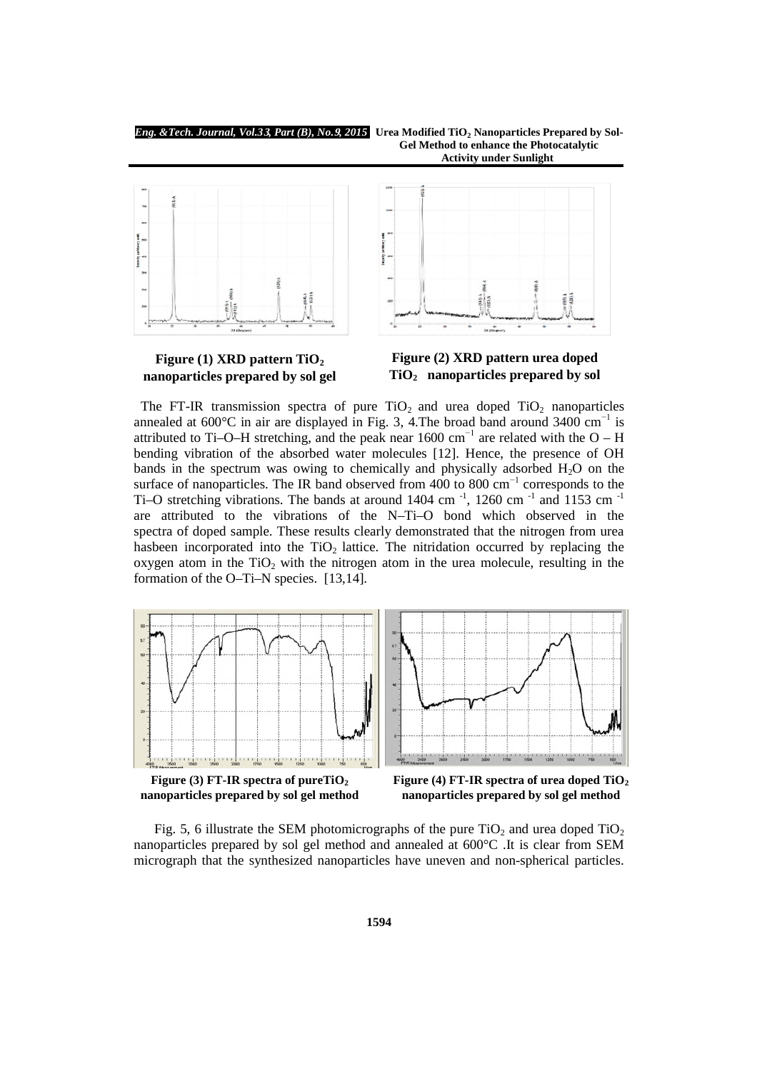**Figure (1) XRD pattern $TiO_2$ nanoparticles prepared by sol gel**

**Figure (2) XRD pattern urea doped $TiO_2$ nanoparticles prepared by sol**

The FT-IR transmission spectra of pure $TiO_2$ and urea doped $TiO_2$ nanoparticles annealed at 600°C in air are displayed in Fig. 3, 4.The broad band around 3400 $cm^{-1}$ is attributed to Ti–O–H stretching, and the peak near 1600 $cm^{-1}$ are related with the O – H bending vibration of the absorbed water molecules [12]. Hence, the presence of OH bands in the spectrum was owing to chemically and physically adsorbed $H_2O$ on the surface of nanoparticles. The IR band observed from 400 to 800 $cm^{-1}$ corresponds to the Ti–O stretching vibrations. The bands at around 1404 $cm^{-1}$, 1260 $cm^{-1}$ and 1153 $cm^{-1}$ are attributed to the vibrations of the N–Ti–O bond which observed in the spectra of doped sample. These results clearly demonstrated that the nitrogen from urea hasbeen incorporated into the $TiO_2$ lattice. The nitridation occurred by replacing the oxygen atom in the $TiO_2$ with the nitrogen atom in the urea molecule, resulting in the formation of the O–Ti–N species. [13,14].

**Figure (3) FT-IR spectra of pure$TiO_2$ nanoparticles prepared by sol gel method**

**Figure (4) FT-IR spectra of urea doped $TiO_2$ nanoparticles prepared by sol gel method**

Fig. 5, 6 illustrate the SEM photomicrographs of the pure $TiO_2$ and urea doped $TiO_2$ nanoparticles prepared by sol gel method and annealed at 600°C .It is clear from SEM micrograph that the synthesized nanoparticles have uneven and non-spherical particles.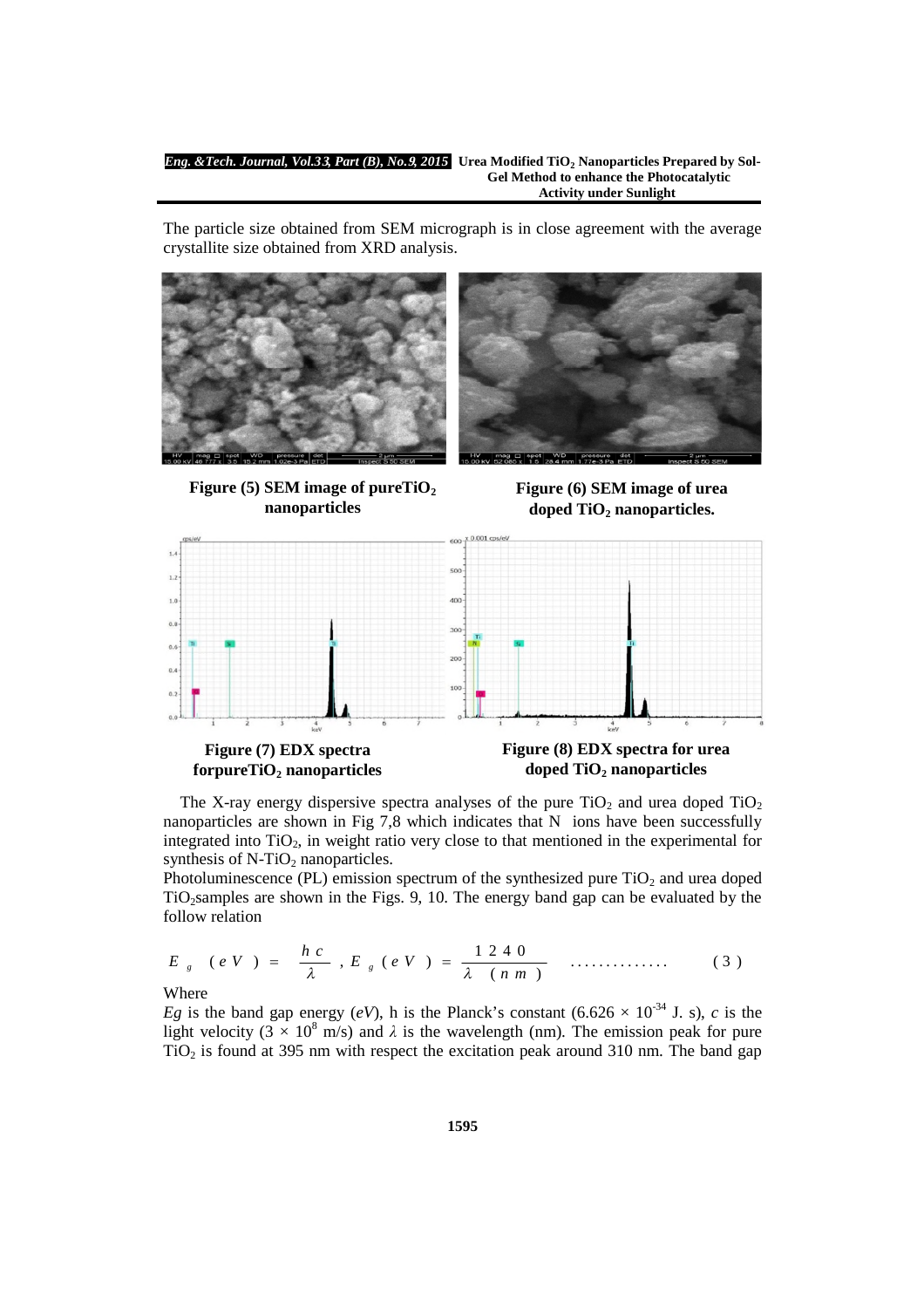The particle size obtained from SEM micrograph is in close agreement with the average crystallite size obtained from XRD analysis.

**Figure (5) SEM image of pure$TiO_2$ nanoparticles**

**Figure (6) SEM image of urea doped $TiO_2$ nanoparticles.**

**Figure (7) EDX spectra forpure$TiO_2$ nanoparticles**

**Figure (8) EDX spectra for urea doped $TiO_2$ nanoparticles**

The X-ray energy dispersive spectra analyses of the pure $TiO_2$ and urea doped $TiO_2$ nanoparticles are shown in Fig 7,8 which indicates that N ions have been successfully integrated into $TiO_2$, in weight ratio very close to that mentioned in the experimental for synthesis of N-$TiO_2$ nanoparticles.

Photoluminescence (PL) emission spectrum of the synthesized pure $TiO_2$ and urea doped $TiO_2$samples are shown in the Figs. 9, 10. The energy band gap can be evaluated by the follow relation

$$E_g \ (eV) = \frac{hc}{\lambda}, \ E_g \ (eV) = \frac{1240}{\lambda \ (nm)} \quad .............. \quad (3)$$

Where

*Eg* is the band gap energy (*eV*), h is the Planck's constant ($6.626 \times 10^{-34}$ J. s), *c* is the light velocity ($3 \times 10^{8}$ m/s) and $\lambda$ is the wavelength (nm). The emission peak for pure $TiO_2$ is found at 395 nm with respect the excitation peak around 310 nm. The band gap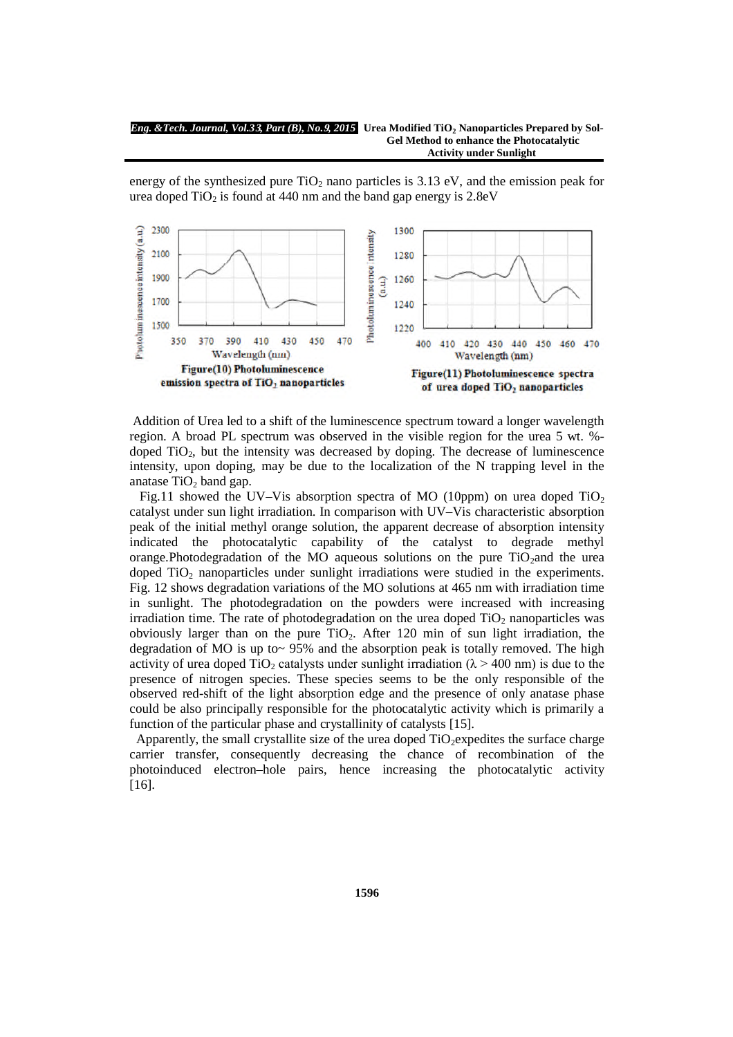energy of the synthesized pure $TiO_2$ nano particles is 3.13 eV, and the emission peak for urea doped $TiO_2$ is found at 440 nm and the band gap energy is 2.8eV

**Figure(10) Photoluminescence emission spectra of $TiO_2$ nanoparticles**

**Figure(11) Photoluminescence spectra of urea doped $TiO_2$ nanoparticles**

Addition of Urea led to a shift of the luminescence spectrum toward a longer wavelength region. A broad PL spectrum was observed in the visible region for the urea 5 wt. %-doped $TiO_2$, but the intensity was decreased by doping. The decrease of luminescence intensity, upon doping, may be due to the localization of the N trapping level in the anatase $TiO_2$ band gap.

Fig.11 showed the UV–Vis absorption spectra of MO (10ppm) on urea doped $TiO_2$ catalyst under sun light irradiation. In comparison with UV–Vis characteristic absorption peak of the initial methyl orange solution, the apparent decrease of absorption intensity indicated the photocatalytic capability of the catalyst to degrade methyl orange.Photodegradation of the MO aqueous solutions on the pure $TiO_2$and the urea doped $TiO_2$ nanoparticles under sunlight irradiations were studied in the experiments. Fig. 12 shows degradation variations of the MO solutions at 465 nm with irradiation time in sunlight. The photodegradation on the powders were increased with increasing irradiation time. The rate of photodegradation on the urea doped $TiO_2$ nanoparticles was obviously larger than on the pure $TiO_2$. After 120 min of sun light irradiation, the degradation of MO is up to~ 95% and the absorption peak is totally removed. The high activity of urea doped $TiO_2$ catalysts under sunlight irradiation ($\lambda > 400$ nm) is due to the presence of nitrogen species. These species seems to be the only responsible of the observed red-shift of the light absorption edge and the presence of only anatase phase could be also principally responsible for the photocatalytic activity which is primarily a function of the particular phase and crystallinity of catalysts [15].

Apparently, the small crystallite size of the urea doped $TiO_2$expedites the surface charge carrier transfer, consequently decreasing the chance of recombination of the photoinduced electron–hole pairs, hence increasing the photocatalytic activity [16].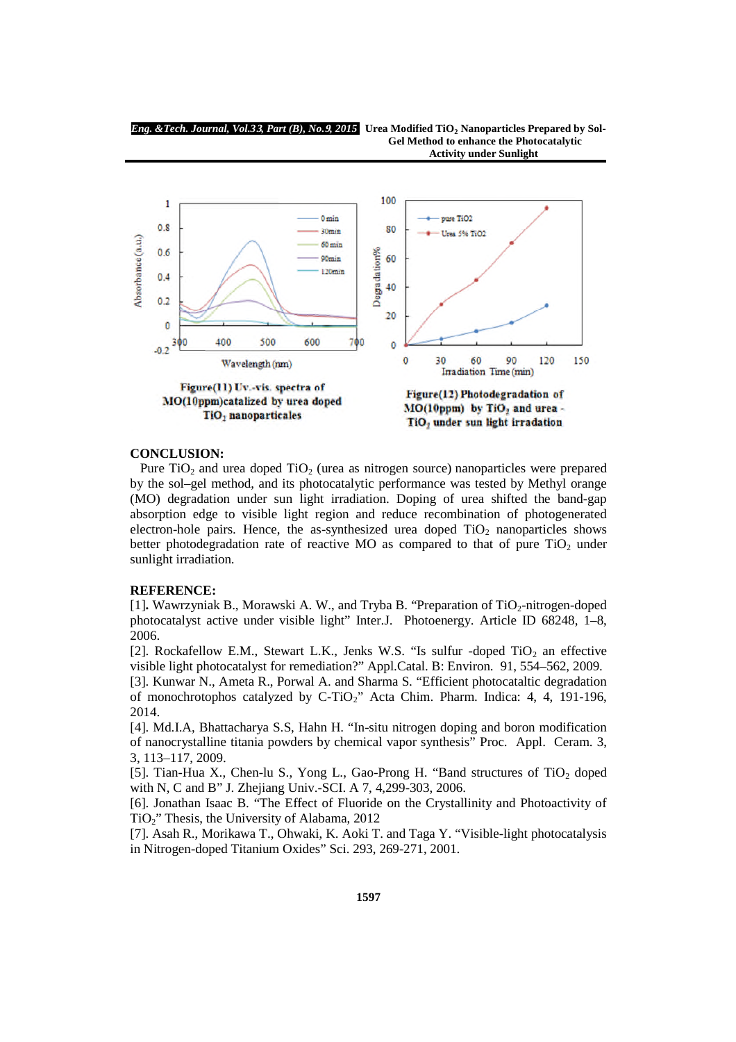Figure(11) Uv.-vis. spectra of MO(10ppm)catalized by urea doped $TiO_2$ nanoparticeles

Figure(12) Photodegradation of MO(10ppm) by $TiO_2$ and urea - $TiO_2$ under sun light irradiation

## CONCLUSION:

Pure $TiO_2$ and urea doped $TiO_2$ (urea as nitrogen source) nanoparticles were prepared by the sol–gel method, and its photocatalytic performance was tested by Methyl orange (MO) degradation under sun light irradiation. Doping of urea shifted the band-gap absorption edge to visible light region and reduce recombination of photogenerated electron-hole pairs. Hence, the as-synthesized urea doped $TiO_2$ nanoparticles shows better photodegradation rate of reactive MO as compared to that of pure $TiO_2$ under sunlight irradiation.

## REFERENCE:

[1]. Wawrzyniak B., Morawski A. W., and Tryba B. "Preparation of $TiO_2$-nitrogen-doped photocatalyst active under visible light" Inter.J. Photoenergy. Article ID 68248, 1–8, 2006.

[2]. Rockafellow E.M., Stewart L.K., Jenks W.S. "Is sulfur -doped $TiO_2$ an effective visible light photocatalyst for remediation?" Appl.Catal. B: Environ. 91, 554–562, 2009.

[3]. Kunwar N., Ameta R., Porwal A. and Sharma S. "Efficient photocataltic degradation of monochrotophos catalyzed by C-$TiO_2$" Acta Chim. Pharm. Indica: 4, 4, 191-196, 2014.

[4]. Md.I.A, Bhattacharya S.S, Hahn H. "In-situ nitrogen doping and boron modification of nanocrystalline titania powders by chemical vapor synthesis" Proc. Appl. Ceram. 3, 3, 113–117, 2009.

[5]. Tian-Hua X., Chen-lu S., Yong L., Gao-Prong H. "Band structures of $TiO_2$ doped with N, C and B" J. Zhejiang Univ.-SCI. A 7, 4,299-303, 2006.

[6]. Jonathan Isaac B. "The Effect of Fluoride on the Crystallinity and Photoactivity of $TiO_2$" Thesis, the University of Alabama, 2012

[7]. Asah R., Morikawa T., Ohwaki, K. Aoki T. and Taga Y. "Visible-light photocatalysis in Nitrogen-doped Titanium Oxides" Sci. 293, 269-271, 2001.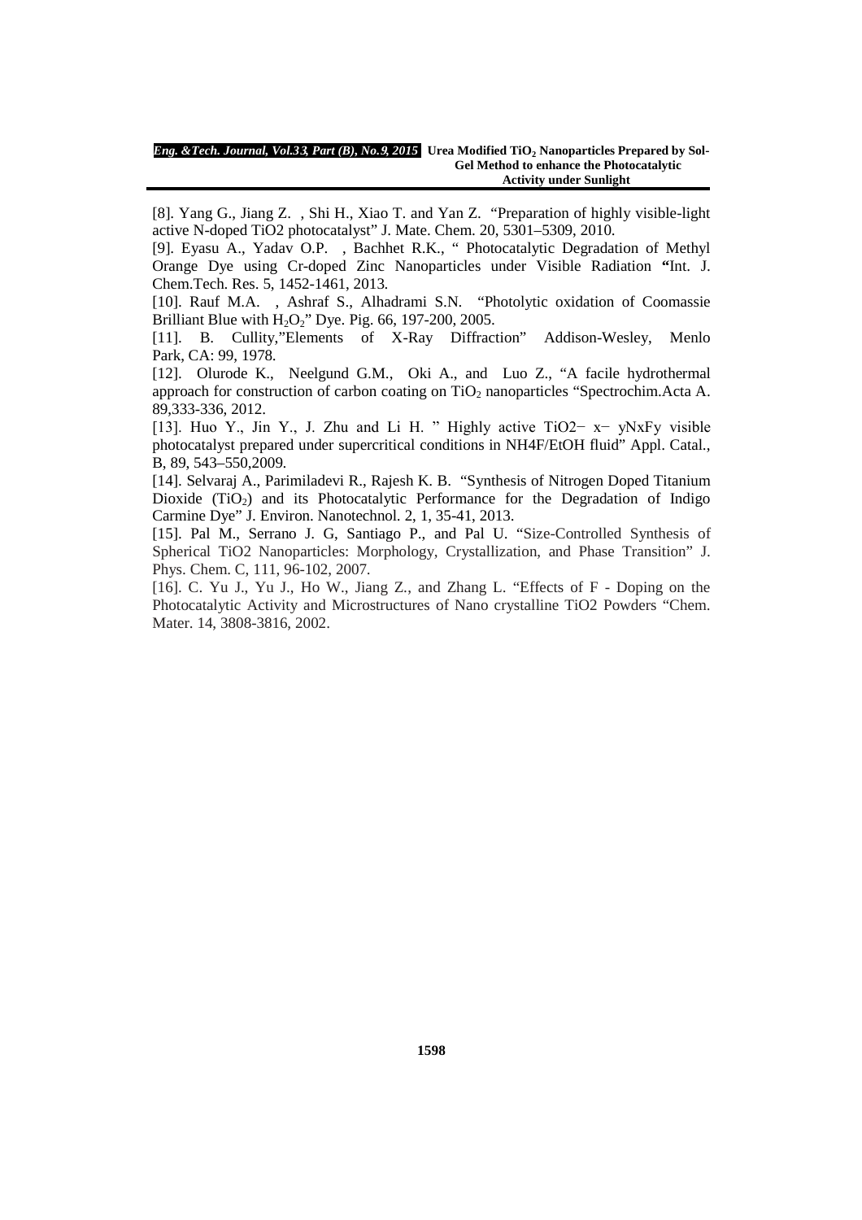[8]. Yang G., Jiang Z. , Shi H., Xiao T. and Yan Z. "Preparation of highly visible-light active N-doped TiO2 photocatalyst" J. Mate. Chem. 20, 5301–5309, 2010.

[9]. Eyasu A., Yadav O.P. , Bachhet R.K., " Photocatalytic Degradation of Methyl Orange Dye using Cr-doped Zinc Nanoparticles under Visible Radiation "Int. J. Chem.Tech. Res. 5, 1452-1461, 2013.

[10]. Rauf M.A. , Ashraf S., Alhadrami S.N. "Photolytic oxidation of Coomassie Brilliant Blue with $H_2O_2$" Dye. Pig. 66, 197-200, 2005.

[11]. B. Cullity,"Elements of X-Ray Diffraction" Addison-Wesley, Menlo Park, CA: 99, 1978.

[12]. Olurode K., Neelgund G.M., Oki A., and Luo Z., "A facile hydrothermal approach for construction of carbon coating on $TiO_2$ nanoparticles "Spectrochim.Acta A. 89,333-336, 2012.

[13]. Huo Y., Jin Y., J. Zhu and Li H. " Highly active TiO2− x− yNxFy visible photocatalyst prepared under supercritical conditions in NH4F/EtOH fluid" Appl. Catal., B, 89, 543–550,2009.

[14]. Selvaraj A., Parimiladevi R., Rajesh K. B. "Synthesis of Nitrogen Doped Titanium Dioxide ($TiO_2$) and its Photocatalytic Performance for the Degradation of Indigo Carmine Dye" J. Environ. Nanotechnol. 2, 1, 35-41, 2013.

[15]. Pal M., Serrano J. G, Santiago P., and Pal U. "Size-Controlled Synthesis of Spherical TiO2 Nanoparticles: Morphology, Crystallization, and Phase Transition" J. Phys. Chem. C, 111, 96-102, 2007.

[16]. C. Yu J., Yu J., Ho W., Jiang Z., and Zhang L. "Effects of F - Doping on the Photocatalytic Activity and Microstructures of Nano crystalline TiO2 Powders "Chem. Mater. 14, 3808-3816, 2002.